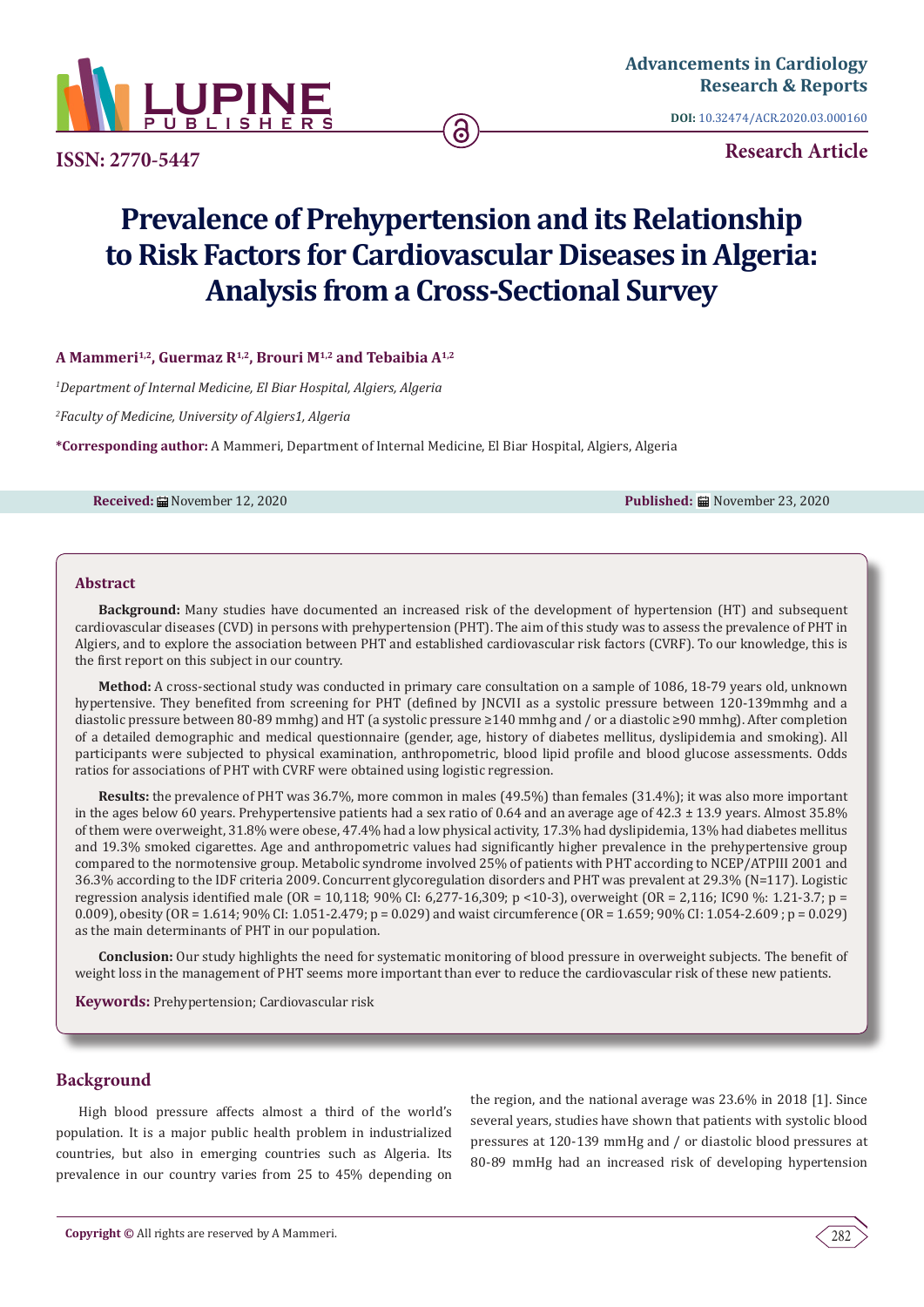Advancements in Cardiology Research & Reports

DOI: 10.32474/ACR.2020.03.000160

ISSN: 2770-5447

Research Article

# Prevalence of Prehypertension and its Relationship to Risk Factors for Cardiovascular Diseases in Algeria: Analysis from a Cross-Sectional Survey

**A Mammeri[1,2], Guermaz R[1,2], Brouri M[1,2] and Tebaibia A[1,2]**

*[1]Department of Internal Medicine, El Biar Hospital, Algiers, Algeria*

*[2]Faculty of Medicine, University of Algiers1, Algeria*

**\*Corresponding author:** A Mammeri, Department of Internal Medicine, El Biar Hospital, Algiers, Algeria

**Received:** November 12, 2020 **Published:** November 23, 2020

## Abstract

**Background:** Many studies have documented an increased risk of the development of hypertension (HT) and subsequent cardiovascular diseases (CVD) in persons with prehypertension (PHT). The aim of this study was to assess the prevalence of PHT in Algiers, and to explore the association between PHT and established cardiovascular risk factors (CVRF). To our knowledge, this is the first report on this subject in our country.

**Method:** A cross-sectional study was conducted in primary care consultation on a sample of 1086, 18-79 years old, unknown hypertensive. They benefited from screening for PHT (defined by JNCVII as a systolic pressure between 120-139mmhg and a diastolic pressure between 80-89 mmhg) and HT (a systolic pressure ≥140 mmhg and / or a diastolic ≥90 mmhg). After completion of a detailed demographic and medical questionnaire (gender, age, history of diabetes mellitus, dyslipidemia and smoking). All participants were subjected to physical examination, anthropometric, blood lipid profile and blood glucose assessments. Odds ratios for associations of PHT with CVRF were obtained using logistic regression.

**Results:** the prevalence of PHT was 36.7%, more common in males (49.5%) than females (31.4%); it was also more important in the ages below 60 years. Prehypertensive patients had a sex ratio of 0.64 and an average age of 42.3 ± 13.9 years. Almost 35.8% of them were overweight, 31.8% were obese, 47.4% had a low physical activity, 17.3% had dyslipidemia, 13% had diabetes mellitus and 19.3% smoked cigarettes. Age and anthropometric values had significantly higher prevalence in the prehypertensive group compared to the normotensive group. Metabolic syndrome involved 25% of patients with PHT according to NCEP/ATPIII 2001 and 36.3% according to the IDF criteria 2009. Concurrent glycoregulation disorders and PHT was prevalent at 29.3% (N=117). Logistic regression analysis identified male (OR = 10,118; 90% CI: 6,277-16,309; p <10-3), overweight (OR = 2,116; IC90 %: 1.21-3.7; p = 0.009), obesity (OR = 1.614; 90% CI: 1.051-2.479; p = 0.029) and waist circumference (OR = 1.659; 90% CI: 1.054-2.609 ; p = 0.029) as the main determinants of PHT in our population.

**Conclusion:** Our study highlights the need for systematic monitoring of blood pressure in overweight subjects. The benefit of weight loss in the management of PHT seems more important than ever to reduce the cardiovascular risk of these new patients.

**Keywords:** Prehypertension; Cardiovascular risk

## Background

High blood pressure affects almost a third of the world's population. It is a major public health problem in industrialized countries, but also in emerging countries such as Algeria. Its prevalence in our country varies from 25 to 45% depending on the region, and the national average was 23.6% in 2018 [1]. Since several years, studies have shown that patients with systolic blood pressures at 120-139 mmHg and / or diastolic blood pressures at 80-89 mmHg had an increased risk of developing hypertension

**Copyright ©** All rights are reserved by A Mammeri.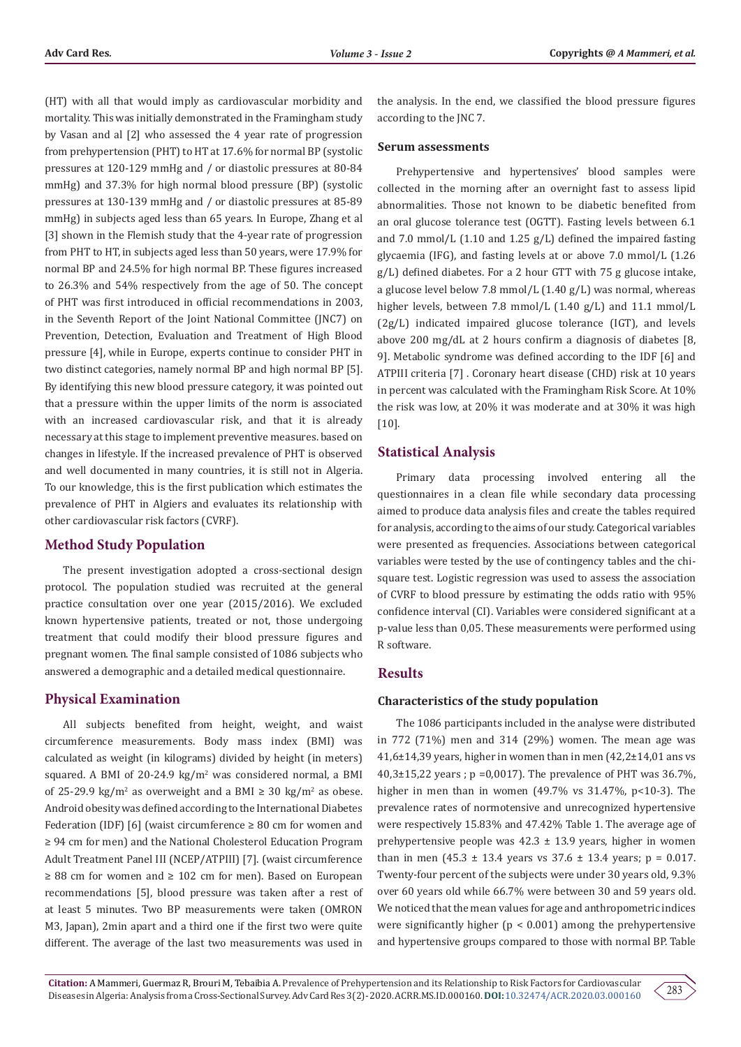(HT) with all that would imply as cardiovascular morbidity and mortality. This was initially demonstrated in the Framingham study by Vasan and al [2] who assessed the 4 year rate of progression from prehypertension (PHT) to HT at 17.6% for normal BP (systolic pressures at 120-129 mmHg and / or diastolic pressures at 80-84 mmHg) and 37.3% for high normal blood pressure (BP) (systolic pressures at 130-139 mmHg and / or diastolic pressures at 85-89 mmHg) in subjects aged less than 65 years. In Europe, Zhang et al [3] shown in the Flemish study that the 4-year rate of progression from PHT to HT, in subjects aged less than 50 years, were 17.9% for normal BP and 24.5% for high normal BP. These figures increased to 26.3% and 54% respectively from the age of 50. The concept of PHT was first introduced in official recommendations in 2003, in the Seventh Report of the Joint National Committee (JNC7) on Prevention, Detection, Evaluation and Treatment of High Blood pressure [4], while in Europe, experts continue to consider PHT in two distinct categories, namely normal BP and high normal BP [5]. By identifying this new blood pressure category, it was pointed out that a pressure within the upper limits of the norm is associated with an increased cardiovascular risk, and that it is already necessary at this stage to implement preventive measures. based on changes in lifestyle. If the increased prevalence of PHT is observed and well documented in many countries, it is still not in Algeria. To our knowledge, this is the first publication which estimates the prevalence of PHT in Algiers and evaluates its relationship with other cardiovascular risk factors (CVRF).

## Method Study Population

The present investigation adopted a cross-sectional design protocol. The population studied was recruited at the general practice consultation over one year (2015/2016). We excluded known hypertensive patients, treated or not, those undergoing treatment that could modify their blood pressure figures and pregnant women. The final sample consisted of 1086 subjects who answered a demographic and a detailed medical questionnaire.

## Physical Examination

All subjects benefited from height, weight, and waist circumference measurements. Body mass index (BMI) was calculated as weight (in kilograms) divided by height (in meters) squared. A BMI of 20-24.9 kg/m$^2$ was considered normal, a BMI of 25-29.9 kg/m$^2$ as overweight and a BMI ≥ 30 kg/m$^2$ as obese. Android obesity was defined according to the International Diabetes Federation (IDF) [6] (waist circumference ≥ 80 cm for women and ≥ 94 cm for men) and the National Cholesterol Education Program Adult Treatment Panel III (NCEP/ATPIII) [7]. (waist circumference ≥ 88 cm for women and ≥ 102 cm for men). Based on European recommendations [5], blood pressure was taken after a rest of at least 5 minutes. Two BP measurements were taken (OMRON M3, Japan), 2min apart and a third one if the first two were quite different. The average of the last two measurements was used in the analysis. In the end, we classified the blood pressure figures according to the JNC 7.

### Serum assessments

Prehypertensive and hypertensives' blood samples were collected in the morning after an overnight fast to assess lipid abnormalities. Those not known to be diabetic benefited from an oral glucose tolerance test (OGTT). Fasting levels between 6.1 and 7.0 mmol/L (1.10 and 1.25 g/L) defined the impaired fasting glycaemia (IFG), and fasting levels at or above 7.0 mmol/L (1.26 g/L) defined diabetes. For a 2 hour GTT with 75 g glucose intake, a glucose level below 7.8 mmol/L (1.40 g/L) was normal, whereas higher levels, between 7.8 mmol/L (1.40 g/L) and 11.1 mmol/L (2g/L) indicated impaired glucose tolerance (IGT), and levels above 200 mg/dL at 2 hours confirm a diagnosis of diabetes [8, 9]. Metabolic syndrome was defined according to the IDF [6] and ATPIII criteria [7] . Coronary heart disease (CHD) risk at 10 years in percent was calculated with the Framingham Risk Score. At 10% the risk was low, at 20% it was moderate and at 30% it was high [10].

## Statistical Analysis

Primary data processing involved entering all the questionnaires in a clean file while secondary data processing aimed to produce data analysis files and create the tables required for analysis, according to the aims of our study. Categorical variables were presented as frequencies. Associations between categorical variables were tested by the use of contingency tables and the chi-square test. Logistic regression was used to assess the association of CVRF to blood pressure by estimating the odds ratio with 95% confidence interval (CI). Variables were considered significant at a p-value less than 0,05. These measurements were performed using R software.

## Results

### Characteristics of the study population

The 1086 participants included in the analyse were distributed in 772 (71%) men and 314 (29%) women. The mean age was 41,6±14,39 years, higher in women than in men (42,2±14,01 ans vs 40,3±15,22 years ; p =0,0017). The prevalence of PHT was 36.7%, higher in men than in women (49.7% vs 31.47%, p<10-3). The prevalence rates of normotensive and unrecognized hypertensive were respectively 15.83% and 47.42% Table 1. The average age of prehypertensive people was 42.3 ± 13.9 years, higher in women than in men (45.3 ± 13.4 years vs 37.6 ± 13.4 years; p = 0.017. Twenty-four percent of the subjects were under 30 years old, 9.3% over 60 years old while 66.7% were between 30 and 59 years old. We noticed that the mean values for age and anthropometric indices were significantly higher (p < 0.001) among the prehypertensive and hypertensive groups compared to those with normal BP. Table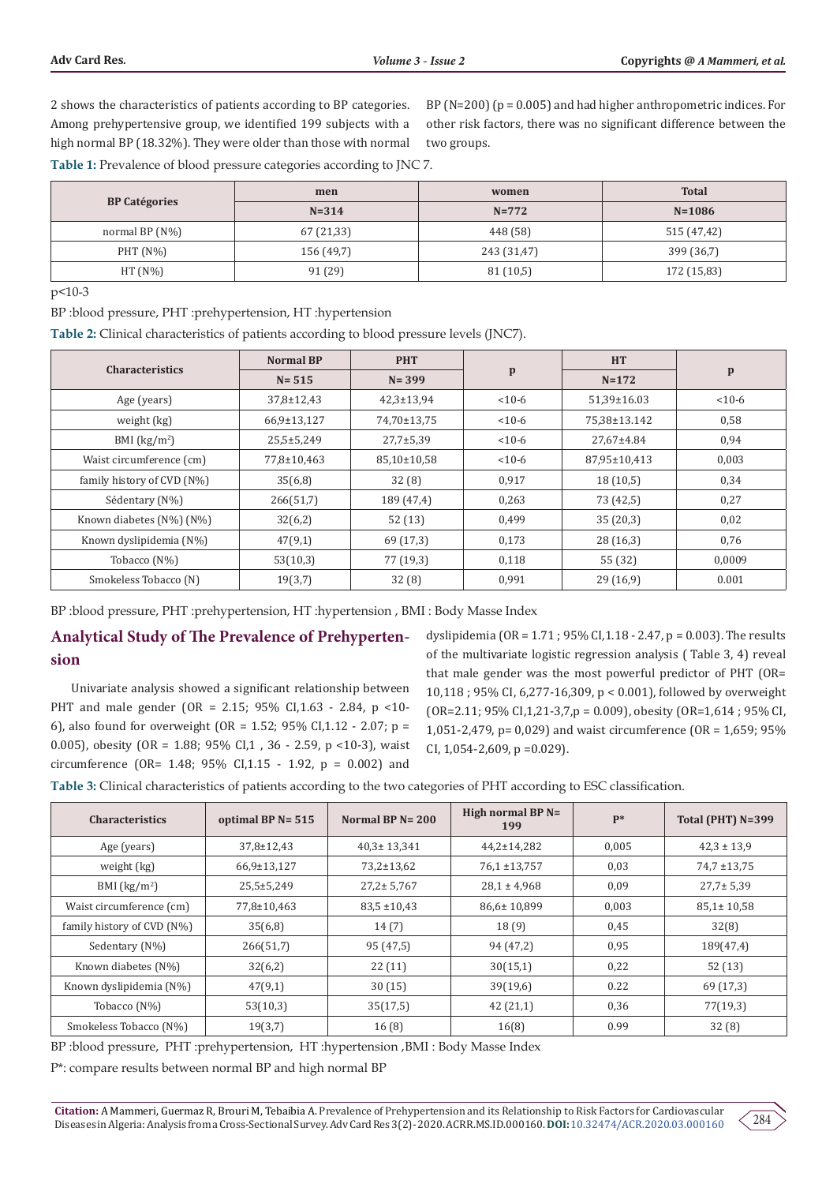2 shows the characteristics of patients according to BP categories. Among prehypertensive group, we identified 199 subjects with a high normal BP (18.32%). They were older than those with normal BP (N=200) (p = 0.005) and had higher anthropometric indices. For other risk factors, there was no significant difference between the two groups.

**Table 1:** Prevalence of blood pressure categories according to JNC 7.

| BP Catégories | men | women | Total |
|---|---|---|---|
| | N=314 | N=772 | N=1086 |
| normal BP (N%) | 67 (21,33) | 448 (58) | 515 (47,42) |
| PHT (N%) | 156 (49,7) | 243 (31,47) | 399 (36,7) |
| HT (N%) | 91 (29) | 81 (10,5) | 172 (15,83) |

p<10-3

BP :blood pressure, PHT :prehypertension, HT :hypertension

**Table 2:** Clinical characteristics of patients according to blood pressure levels (JNC7).

| Characteristics | Normal BP | PHT | p | HT | p |
|---|---|---|---|---|---|
| | N= 515 | N= 399 | | N=172 | |
| Age (years) | 37,8±12,43 | 42,3±13,94 | <10-6 | 51,39±16.03 | <10-6 |
| weight (kg) | 66,9±13,127 | 74,70±13,75 | <10-6 | 75,38±13.142 | 0,58 |
| BMI (kg/m²) | 25,5±5,249 | 27,7±5,39 | <10-6 | 27,67±4.84 | 0,94 |
| Waist circumference (cm) | 77,8±10,463 | 85,10±10,58 | <10-6 | 87,95±10,413 | 0,003 |
| family history of CVD (N%) | 35(6,8) | 32 (8) | 0,917 | 18 (10,5) | 0,34 |
| Sédentary (N%) | 266(51,7) | 189 (47,4) | 0,263 | 73 (42,5) | 0,27 |
| Known diabetes (N%) (N%) | 32(6,2) | 52 (13) | 0,499 | 35 (20,3) | 0,02 |
| Known dyslipidemia (N%) | 47(9,1) | 69 (17,3) | 0,173 | 28 (16,3) | 0,76 |
| Tobacco (N%) | 53(10,3) | 77 (19,3) | 0,118 | 55 (32) | 0,0009 |
| Smokeless Tobacco (N) | 19(3,7) | 32 (8) | 0,991 | 29 (16,9) | 0.001 |

BP :blood pressure, PHT :prehypertension, HT :hypertension , BMI : Body Masse Index

## Analytical Study of The Prevalence of Prehypertension

Univariate analysis showed a significant relationship between PHT and male gender (OR = 2.15; 95% CI,1.63 - 2.84, p <10-6), also found for overweight (OR = 1.52; 95% CI,1.12 - 2.07; p = 0.005), obesity (OR = 1.88; 95% CI,1 , 36 - 2.59, p <10-3), waist circumference (OR= 1.48; 95% CI,1.15 - 1.92, p = 0.002) and dyslipidemia (OR = 1.71 ; 95% CI,1.18 - 2.47, p = 0.003). The results of the multivariate logistic regression analysis ( Table 3, 4) reveal that male gender was the most powerful predictor of PHT (OR= 10,118 ; 95% CI, 6,277-16,309, p < 0.001), followed by overweight (OR=2.11; 95% CI,1,21-3,7,p = 0.009), obesity (OR=1,614 ; 95% CI, 1,051-2,479, p= 0,029) and waist circumference (OR = 1,659; 95% CI, 1,054-2,609, p =0.029).

**Table 3:** Clinical characteristics of patients according to the two categories of PHT according to ESC classification.

| Characteristics | optimal BP N= 515 | Normal BP N= 200 | High normal BP N= 199 | P* | Total (PHT) N=399 |
|---|---|---|---|---|---|
| Age (years) | 37,8±12,43 | 40,3± 13,341 | 44,2±14,282 | 0,005 | 42,3 ± 13,9 |
| weight (kg) | 66,9±13,127 | 73,2±13,62 | 76,1 ±13,757 | 0,03 | 74,7 ±13,75 |
| BMI (kg/m²) | 25,5±5,249 | 27,2± 5,767 | 28,1 ± 4,968 | 0,09 | 27,7± 5,39 |
| Waist circumference (cm) | 77,8±10,463 | 83,5 ±10,43 | 86,6± 10,899 | 0,003 | 85,1± 10,58 |
| family history of CVD (N%) | 35(6,8) | 14 (7) | 18 (9) | 0,45 | 32(8) |
| Sedentary (N%) | 266(51,7) | 95 (47,5) | 94 (47,2) | 0,95 | 189(47,4) |
| Known diabetes (N%) | 32(6,2) | 22 (11) | 30(15,1) | 0,22 | 52 (13) |
| Known dyslipidemia (N%) | 47(9,1) | 30 (15) | 39(19,6) | 0.22 | 69 (17,3) |
| Tobacco (N%) | 53(10,3) | 35(17,5) | 42 (21,1) | 0,36 | 77(19,3) |
| Smokeless Tobacco (N%) | 19(3,7) | 16 (8) | 16(8) | 0.99 | 32 (8) |

BP :blood pressure, PHT :prehypertension, HT :hypertension ,BMI : Body Masse Index

P*: compare results between normal BP and high normal BP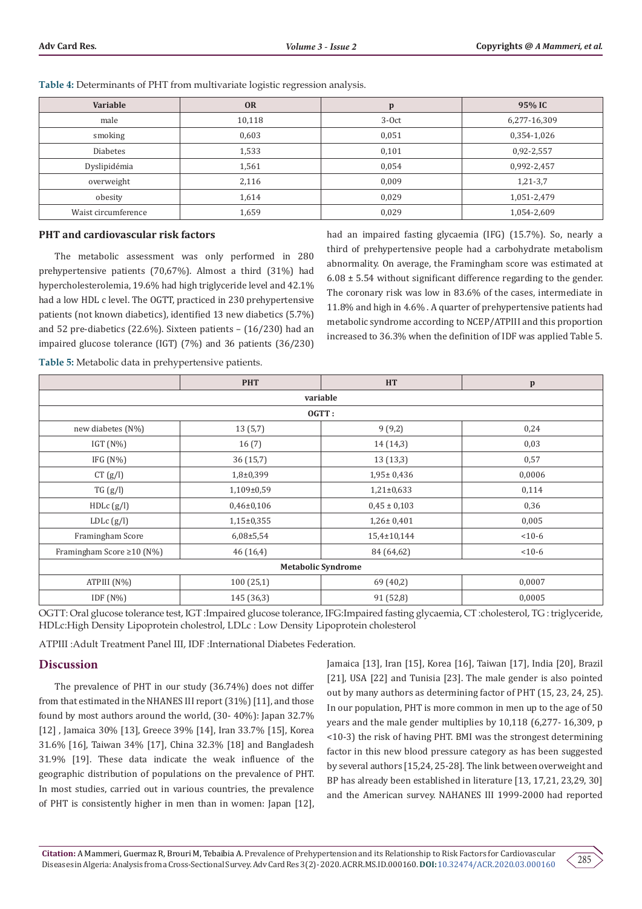**Table 4:** Determinants of PHT from multivariate logistic regression analysis.

| Variable | OR | p | 95% IC |
|---|---|---|---|
| male | 10,118 | 3-Oct | 6,277-16,309 |
| smoking | 0,603 | 0,051 | 0,354-1,026 |
| Diabetes | 1,533 | 0,101 | 0,92-2,557 |
| Dyslipidémia | 1,561 | 0,054 | 0,992-2,457 |
| overweight | 2,116 | 0,009 | 1,21-3,7 |
| obesity | 1,614 | 0,029 | 1,051-2,479 |
| Waist circumference | 1,659 | 0,029 | 1,054-2,609 |

### PHT and cardiovascular risk factors

The metabolic assessment was only performed in 280 prehypertensive patients (70,67%). Almost a third (31%) had hypercholesterolemia, 19.6% had high triglyceride level and 42.1% had a low HDL c level. The OGTT, practiced in 230 prehypertensive patients (not known diabetics), identified 13 new diabetics (5.7%) and 52 pre-diabetics (22.6%). Sixteen patients – (16/230) had an impaired glucose tolerance (IGT) (7%) and 36 patients (36/230) had an impaired fasting glycaemia (IFG) (15.7%). So, nearly a third of prehypertensive people had a carbohydrate metabolism abnormality. On average, the Framingham score was estimated at 6.08 ± 5.54 without significant difference regarding to the gender. The coronary risk was low in 83.6% of the cases, intermediate in 11.8% and high in 4.6%. A quarter of prehypertensive patients had metabolic syndrome according to NCEP/ATPIII and this proportion increased to 36.3% when the definition of IDF was applied Table 5.

**Table 5:** Metabolic data in prehypertensive patients.

| | PHT | HT | p |
|---|---|---|---|
| **variable** | | | |
| **OGTT :** | | | |
| new diabetes (N%) | 13 (5,7) | 9 (9,2) | 0,24 |
| IGT (N%) | 16 (7) | 14 (14,3) | 0,03 |
| IFG (N%) | 36 (15,7) | 13 (13,3) | 0,57 |
| CT (g/l) | 1,8±0,399 | 1,95± 0,436 | 0,0006 |
| TG (g/l) | 1,109±0,59 | 1,21±0,633 | 0,114 |
| HDLc (g/l) | 0,46±0,106 | 0,45 ± 0,103 | 0,36 |
| LDLc (g/l) | 1,15±0,355 | 1,26± 0,401 | 0,005 |
| Framingham Score | 6,08±5,54 | 15,4±10,144 | <10-6 |
| Framingham Score ≥10 (N%) | 46 (16,4) | 84 (64,62) | <10-6 |
| **Metabolic Syndrome** | | | |
| ATPIII (N%) | 100 (25,1) | 69 (40,2) | 0,0007 |
| IDF (N%) | 145 (36,3) | 91 (52,8) | 0,0005 |

OGTT: Oral glucose tolerance test, IGT :Impaired glucose tolerance, IFG:Impaired fasting glycaemia, CT :cholesterol, TG : triglyceride, HDLc:High Density Lipoprotein cholestrol, LDLc : Low Density Lipoprotein cholesterol

ATPIII :Adult Treatment Panel III, IDF :International Diabetes Federation.

## Discussion

The prevalence of PHT in our study (36.74%) does not differ from that estimated in the NHANES III report (31%) [11], and those found by most authors around the world, (30- 40%): Japan 32.7% [12] , Jamaica 30% [13], Greece 39% [14], Iran 33.7% [15], Korea 31.6% [16], Taiwan 34% [17], China 32.3% [18] and Bangladesh 31.9% [19]. These data indicate the weak influence of the geographic distribution of populations on the prevalence of PHT. In most studies, carried out in various countries, the prevalence of PHT is consistently higher in men than in women: Japan [12], Jamaica [13], Iran [15], Korea [16], Taiwan [17], India [20], Brazil [21], USA [22] and Tunisia [23]. The male gender is also pointed out by many authors as determining factor of PHT (15, 23, 24, 25). In our population, PHT is more common in men up to the age of 50 years and the male gender multiplies by 10,118 (6,277- 16,309, p <10-3) the risk of having PHT. BMI was the strongest determining factor in this new blood pressure category as has been suggested by several authors [15,24, 25-28]. The link between overweight and BP has already been established in literature [13, 17,21, 23,29, 30] and the American survey. NAHANES III 1999-2000 had reported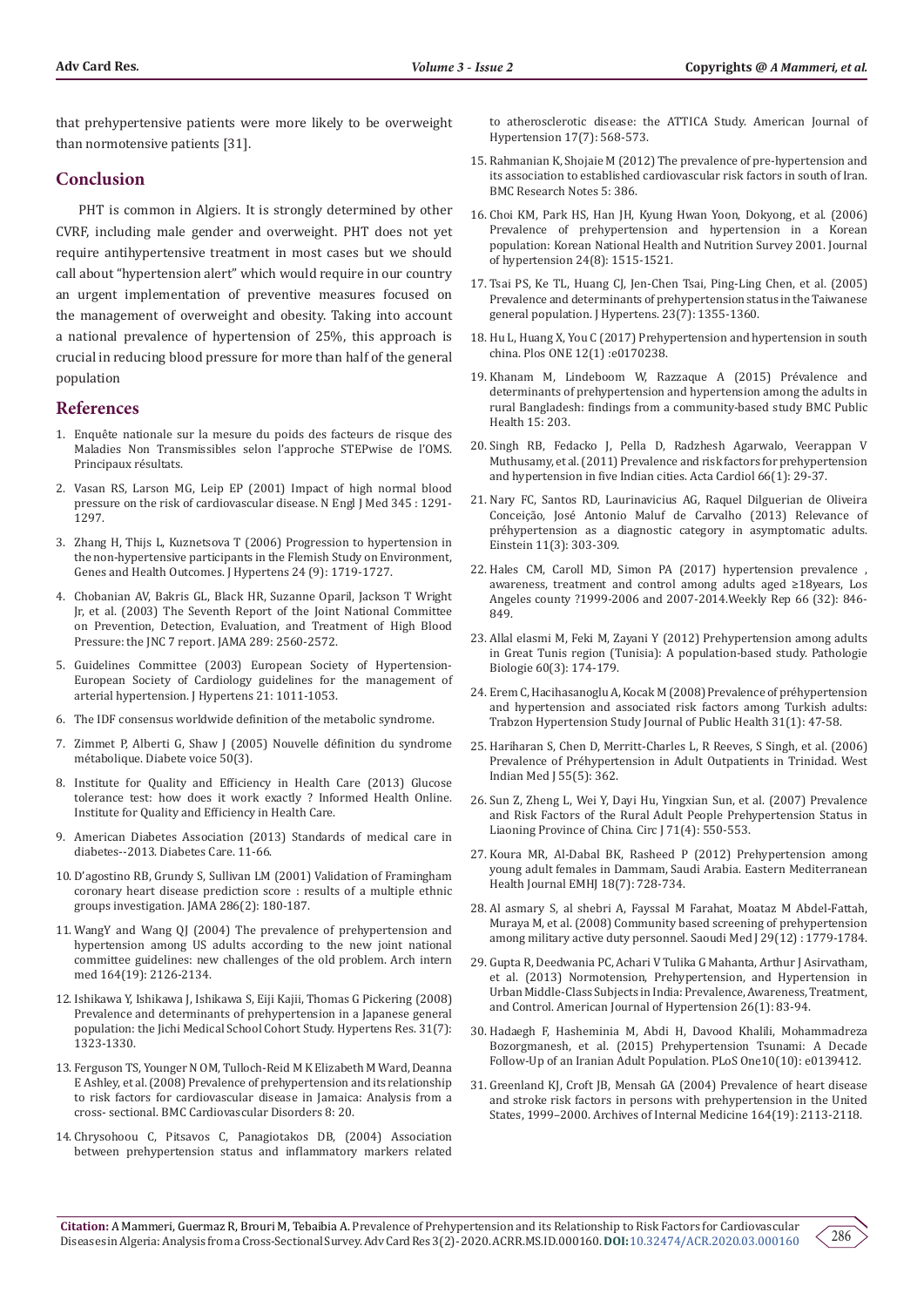that prehypertensive patients were more likely to be overweight than normotensive patients [31].

## Conclusion

PHT is common in Algiers. It is strongly determined by other CVRF, including male gender and overweight. PHT does not yet require antihypertensive treatment in most cases but we should call about "hypertension alert" which would require in our country an urgent implementation of preventive measures focused on the management of overweight and obesity. Taking into account a national prevalence of hypertension of 25%, this approach is crucial in reducing blood pressure for more than half of the general population

## References

1. Enquête nationale sur la mesure du poids des facteurs de risque des Maladies Non Transmissibles selon l'approche STEPwise de l'OMS. Principaux résultats.
2. Vasan RS, Larson MG, Leip EP (2001) Impact of high normal blood pressure on the risk of cardiovascular disease. N Engl J Med 345 : 1291-1297.
3. Zhang H, Thijs L, Kuznetsova T (2006) Progression to hypertension in the non-hypertensive participants in the Flemish Study on Environment, Genes and Health Outcomes. J Hypertens 24 (9): 1719-1727.
4. Chobanian AV, Bakris GL, Black HR, Suzanne Oparil, Jackson T Wright Jr, et al. (2003) The Seventh Report of the Joint National Committee on Prevention, Detection, Evaluation, and Treatment of High Blood Pressure: the JNC 7 report. JAMA 289: 2560-2572.
5. Guidelines Committee (2003) European Society of Hypertension-European Society of Cardiology guidelines for the management of arterial hypertension. J Hypertens 21: 1011-1053.
6. The IDF consensus worldwide definition of the metabolic syndrome.
7. Zimmet P, Alberti G, Shaw J (2005) Nouvelle définition du syndrome métabolique. Diabete voice 50(3).
8. Institute for Quality and Efficiency in Health Care (2013) Glucose tolerance test: how does it work exactly ? Informed Health Online. Institute for Quality and Efficiency in Health Care.
9. American Diabetes Association (2013) Standards of medical care in diabetes--2013. Diabetes Care. 11-66.
10. D'agostino RB, Grundy S, Sullivan LM (2001) Validation of Framingham coronary heart disease prediction score : results of a multiple ethnic groups investigation. JAMA 286(2): 180-187.
11. WangY and Wang QJ (2004) The prevalence of prehypertension and hypertension among US adults according to the new joint national committee guidelines: new challenges of the old problem. Arch intern med 164(19): 2126-2134.
12. Ishikawa Y, Ishikawa J, Ishikawa S, Eiji Kajii, Thomas G Pickering (2008) Prevalence and determinants of prehypertension in a Japanese general population: the Jichi Medical School Cohort Study. Hypertens Res. 31(7): 1323-1330.
13. Ferguson TS, Younger N OM, Tulloch-Reid M K Elizabeth M Ward, Deanna E Ashley, et al. (2008) Prevalence of prehypertension and its relationship to risk factors for cardiovascular disease in Jamaica: Analysis from a cross- sectional. BMC Cardiovascular Disorders 8: 20.
14. Chrysohoou C, Pitsavos C, Panagiotakos DB, (2004) Association between prehypertension status and inflammatory markers related to atherosclerotic disease: the ATTICA Study. American Journal of Hypertension 17(7): 568-573.
15. Rahmanian K, Shojaie M (2012) The prevalence of pre-hypertension and its association to established cardiovascular risk factors in south of Iran. BMC Research Notes 5: 386.
16. Choi KM, Park HS, Han JH, Kyung Hwan Yoon, Dokyong, et al. (2006) Prevalence of prehypertension and hypertension in a Korean population: Korean National Health and Nutrition Survey 2001. Journal of hypertension 24(8): 1515-1521.
17. Tsai PS, Ke TL, Huang CJ, Jen-Chen Tsai, Ping-Ling Chen, et al. (2005) Prevalence and determinants of prehypertension status in the Taiwanese general population. J Hypertens. 23(7): 1355-1360.
18. Hu L, Huang X, You C (2017) Prehypertension and hypertension in south china. Plos ONE 12(1) :e0170238.
19. Khanam M, Lindeboom W, Razzaque A (2015) Prévalence and determinants of prehypertension and hypertension among the adults in rural Bangladesh: findings from a community-based study BMC Public Health 15: 203.
20. Singh RB, Fedacko J, Pella D, Radzhesh Agarwalo, Veerappan V Muthusamy, et al. (2011) Prevalence and risk factors for prehypertension and hypertension in five Indian cities. Acta Cardiol 66(1): 29-37.
21. Nary FC, Santos RD, Laurinavicius AG, Raquel Dilguerian de Oliveira Conceição, José Antonio Maluf de Carvalho (2013) Relevance of préhypertension as a diagnostic category in asymptomatic adults. Einstein 11(3): 303-309.
22. Hales CM, Caroll MD, Simon PA (2017) hypertension prevalence , awareness, treatment and control among adults aged ≥18years, Los Angeles county ?1999-2006 and 2007-2014.Weekly Rep 66 (32): 846-849.
23. Allal elasmi M, Feki M, Zayani Y (2012) Prehypertension among adults in Great Tunis region (Tunisia): A population-based study. Pathologie Biologie 60(3): 174-179.
24. Erem C, Hacihasanoglu A, Kocak M (2008) Prevalence of préhypertension and hypertension and associated risk factors among Turkish adults: Trabzon Hypertension Study Journal of Public Health 31(1): 47-58.
25. Hariharan S, Chen D, Merritt-Charles L, R Reeves, S Singh, et al. (2006) Prevalence of Préhypertension in Adult Outpatients in Trinidad. West Indian Med J 55(5): 362.
26. Sun Z, Zheng L, Wei Y, Dayi Hu, Yingxian Sun, et al. (2007) Prevalence and Risk Factors of the Rural Adult People Prehypertension Status in Liaoning Province of China. Circ J 71(4): 550-553.
27. Koura MR, Al-Dabal BK, Rasheed P (2012) Prehypertension among young adult females in Dammam, Saudi Arabia. Eastern Mediterranean Health Journal EMHJ 18(7): 728-734.
28. Al asmary S, al shebri A, Fayssal M Farahat, Moataz M Abdel-Fattah, Muraya M, et al. (2008) Community based screening of prehypertension among military active duty personnel. Saoudi Med J 29(12) : 1779-1784.
29. Gupta R, Deedwania PC, Achari V Tulika G Mahanta, Arthur J Asirvatham, et al. (2013) Normotension, Prehypertension, and Hypertension in Urban Middle-Class Subjects in India: Prevalence, Awareness, Treatment, and Control. American Journal of Hypertension 26(1): 83-94.
30. Hadaegh F, Hasheminia M, Abdi H, Davood Khalili, Mohammadreza Bozorgmanesh, et al. (2015) Prehypertension Tsunami: A Decade Follow-Up of an Iranian Adult Population. PLoS One10(10): e0139412.
31. Greenland KJ, Croft JB, Mensah GA (2004) Prevalence of heart disease and stroke risk factors in persons with prehypertension in the United States, 1999–2000. Archives of Internal Medicine 164(19): 2113-2118.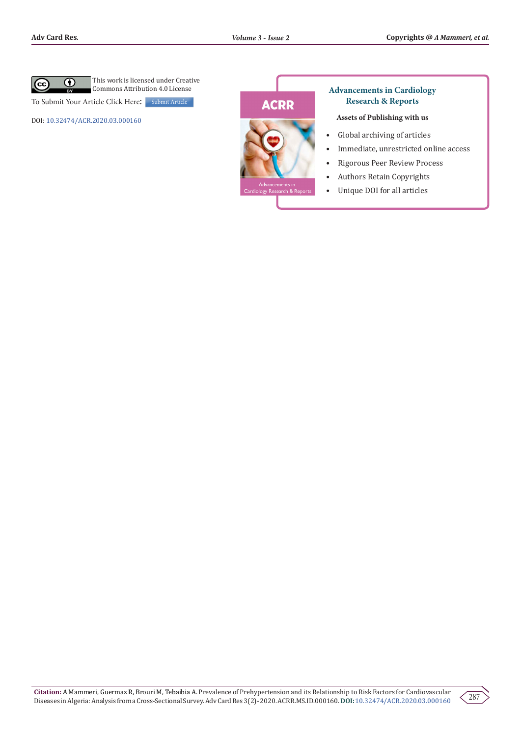This work is licensed under Creative Commons Attribution 4.0 License

To Submit Your Article Click Here: Submit Article

DOI: 10.32474/ACR.2020.03.000160

ACRR

Advancements in Cardiology Research & Reports

**Advancements in Cardiology Research & Reports**

**Assets of Publishing with us**

- Global archiving of articles
- Immediate, unrestricted online access
- Rigorous Peer Review Process
- Authors Retain Copyrights
- Unique DOI for all articles

**Citation:** A Mammeri, Guermaz R, Brouri M, Tebaibia A. Prevalence of Prehypertension and its Relationship to Risk Factors for Cardiovascular Diseases in Algeria: Analysis from a Cross-Sectional Survey. Adv Card Res 3(2)- 2020. ACRR.MS.ID.000160. **DOI:** 10.32474/ACR.2020.03.000160